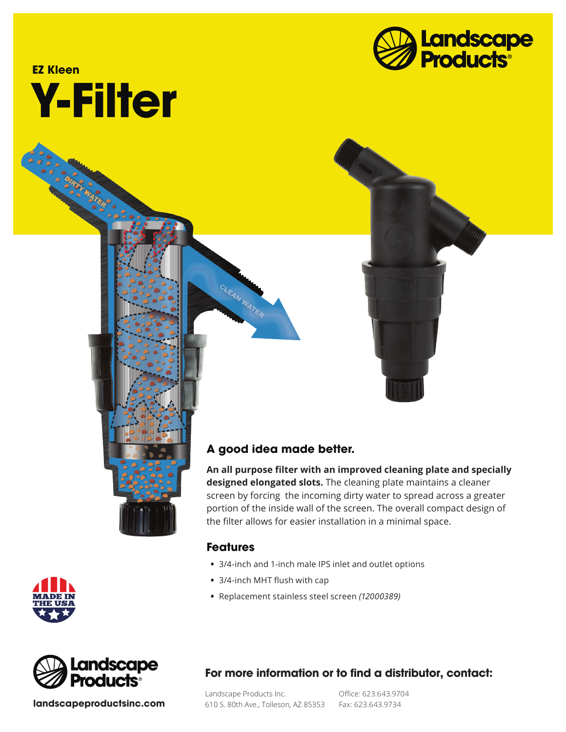Landscape Products®

EZ Kleen

# Y-Filter

DIRTY WATER

CLEAN WATER

## A good idea made better.

**An all purpose filter with an improved cleaning plate and specially designed elongated slots.** The cleaning plate maintains a cleaner screen by forcing the incoming dirty water to spread across a greater portion of the inside wall of the screen. The overall compact design of the filter allows for easier installation in a minimal space.

## Features

- 3/4-inch and 1-inch male IPS inlet and outlet options
- 3/4-inch MHT flush with cap
- Replacement stainless steel screen *(12000389)*

MADE IN THE USA

Landscape Products®

**landscapeproductsinc.com**

### For more information or to find a distributor, contact:

Landscape Products Inc.
610 S. 80th Ave., Tolleson, AZ 85353

Office: 623.643.9704
Fax: 623.643.9734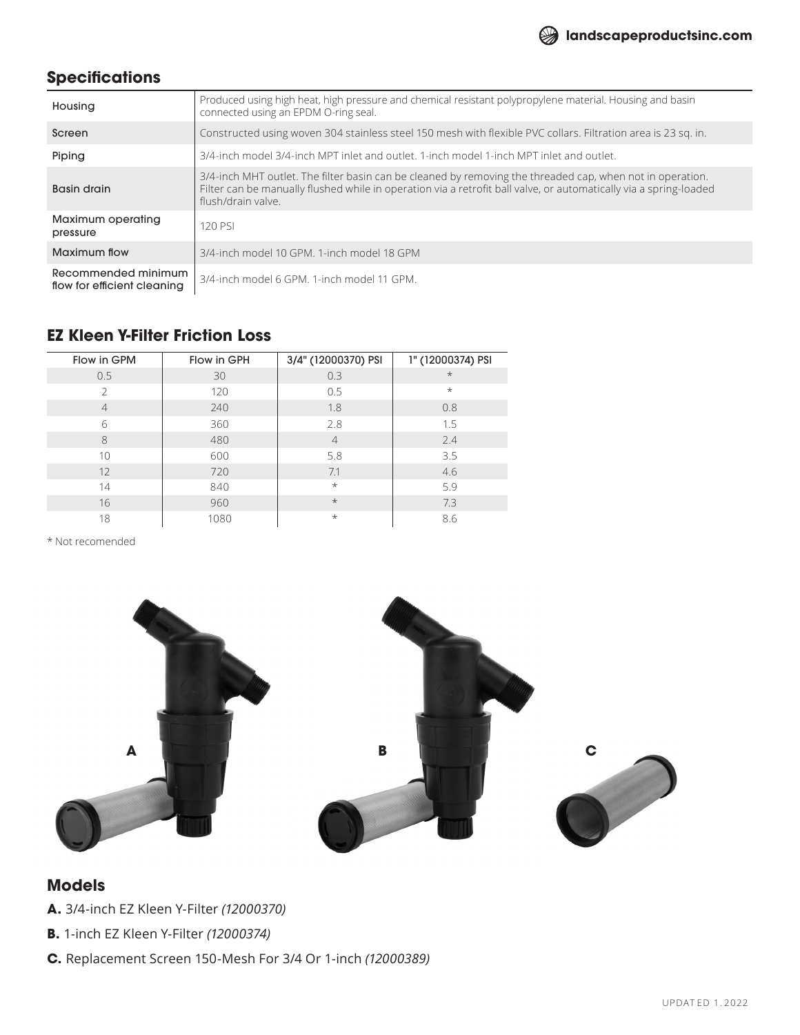## Specifications

| | |
|---|---|
| Housing | Produced using high heat, high pressure and chemical resistant polypropylene material. Housing and basin connected using an EPDM O-ring seal. |
| Screen | Constructed using woven 304 stainless steel 150 mesh with flexible PVC collars. Filtration area is 23 sq. in. |
| Piping | 3/4-inch model 3/4-inch MPT inlet and outlet. 1-inch model 1-inch MPT inlet and outlet. |
| Basin drain | 3/4-inch MHT outlet. The filter basin can be cleaned by removing the threaded cap, when not in operation. Filter can be manually flushed while in operation via a retrofit ball valve, or automatically via a spring-loaded flush/drain valve. |
| Maximum operating pressure | 120 PSI |
| Maximum flow | 3/4-inch model 10 GPM. 1-inch model 18 GPM |
| Recommended minimum flow for efficient cleaning | 3/4-inch model 6 GPM. 1-inch model 11 GPM. |

## EZ Kleen Y-Filter Friction Loss

| Flow in GPM | Flow in GPH | 3/4" (12000370) PSI | 1" (12000374) PSI |
|---|---|---|---|
| 0.5 | 30 | 0.3 | * |
| 2 | 120 | 0.5 | * |
| 4 | 240 | 1.8 | 0.8 |
| 6 | 360 | 2.8 | 1.5 |
| 8 | 480 | 4 | 2.4 |
| 10 | 600 | 5.8 | 3.5 |
| 12 | 720 | 7.1 | 4.6 |
| 14 | 840 | * | 5.9 |
| 16 | 960 | * | 7.3 |
| 18 | 1080 | * | 8.6 |

* Not recomended

A

B

C

## Models

**A.** 3/4-inch EZ Kleen Y-Filter *(12000370)*

**B.** 1-inch EZ Kleen Y-Filter *(12000374)*

**C.** Replacement Screen 150-Mesh For 3/4 Or 1-inch *(12000389)*

UPDATED 1.2022